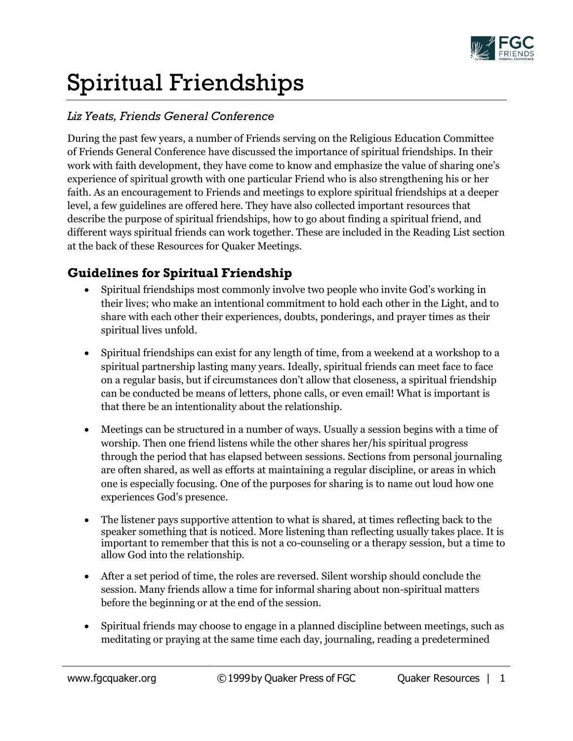# Spiritual Friendships

*Liz Yeats, Friends General Conference*

During the past few years, a number of Friends serving on the Religious Education Committee of Friends General Conference have discussed the importance of spiritual friendships. In their work with faith development, they have come to know and emphasize the value of sharing one's experience of spiritual growth with one particular Friend who is also strengthening his or her faith. As an encouragement to Friends and meetings to explore spiritual friendships at a deeper level, a few guidelines are offered here. They have also collected important resources that describe the purpose of spiritual friendships, how to go about finding a spiritual friend, and different ways spiritual friends can work together. These are included in the Reading List section at the back of these Resources for Quaker Meetings.

## Guidelines for Spiritual Friendship

- Spiritual friendships most commonly involve two people who invite God's working in their lives; who make an intentional commitment to hold each other in the Light, and to share with each other their experiences, doubts, ponderings, and prayer times as their spiritual lives unfold.

- Spiritual friendships can exist for any length of time, from a weekend at a workshop to a spiritual partnership lasting many years. Ideally, spiritual friends can meet face to face on a regular basis, but if circumstances don't allow that closeness, a spiritual friendship can be conducted be means of letters, phone calls, or even email! What is important is that there be an intentionality about the relationship.

- Meetings can be structured in a number of ways. Usually a session begins with a time of worship. Then one friend listens while the other shares her/his spiritual progress through the period that has elapsed between sessions. Sections from personal journaling are often shared, as well as efforts at maintaining a regular discipline, or areas in which one is especially focusing. One of the purposes for sharing is to name out loud how one experiences God's presence.

- The listener pays supportive attention to what is shared, at times reflecting back to the speaker something that is noticed. More listening than reflecting usually takes place. It is important to remember that this is not a co-counseling or a therapy session, but a time to allow God into the relationship.

- After a set period of time, the roles are reversed. Silent worship should conclude the session. Many friends allow a time for informal sharing about non-spiritual matters before the beginning or at the end of the session.

- Spiritual friends may choose to engage in a planned discipline between meetings, such as meditating or praying at the same time each day, journaling, reading a predetermined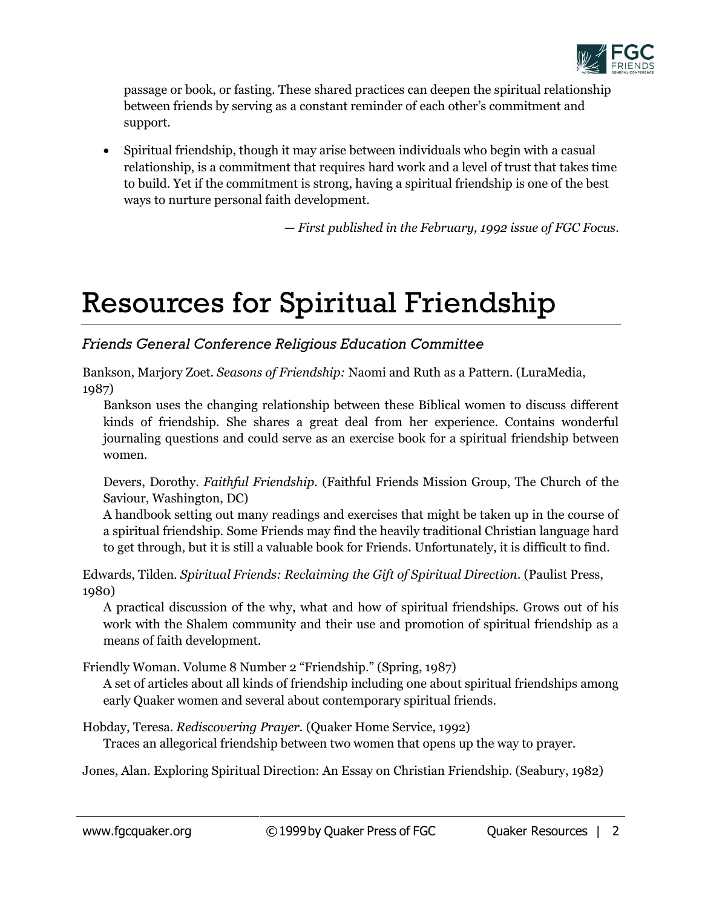passage or book, or fasting. These shared practices can deepen the spiritual relationship between friends by serving as a constant reminder of each other's commitment and support.

- Spiritual friendship, though it may arise between individuals who begin with a casual relationship, is a commitment that requires hard work and a level of trust that takes time to build. Yet if the commitment is strong, having a spiritual friendship is one of the best ways to nurture personal faith development.

*— First published in the February, 1992 issue of FGC Focus.*

# Resources for Spiritual Friendship

## *Friends General Conference Religious Education Committee*

Bankson, Marjory Zoet. *Seasons of Friendship:* Naomi and Ruth as a Pattern. (LuraMedia, 1987)

Bankson uses the changing relationship between these Biblical women to discuss different kinds of friendship. She shares a great deal from her experience. Contains wonderful journaling questions and could serve as an exercise book for a spiritual friendship between women.

Devers, Dorothy. *Faithful Friendship.* (Faithful Friends Mission Group, The Church of the Saviour, Washington, DC)

A handbook setting out many readings and exercises that might be taken up in the course of a spiritual friendship. Some Friends may find the heavily traditional Christian language hard to get through, but it is still a valuable book for Friends. Unfortunately, it is difficult to find.

Edwards, Tilden. *Spiritual Friends: Reclaiming the Gift of Spiritual Direction.* (Paulist Press, 1980)

A practical discussion of the why, what and how of spiritual friendships. Grows out of his work with the Shalem community and their use and promotion of spiritual friendship as a means of faith development.

Friendly Woman. Volume 8 Number 2 "Friendship." (Spring, 1987)

A set of articles about all kinds of friendship including one about spiritual friendships among early Quaker women and several about contemporary spiritual friends.

Hobday, Teresa. *Rediscovering Prayer.* (Quaker Home Service, 1992)

Traces an allegorical friendship between two women that opens up the way to prayer.

Jones, Alan. Exploring Spiritual Direction: An Essay on Christian Friendship. (Seabury, 1982)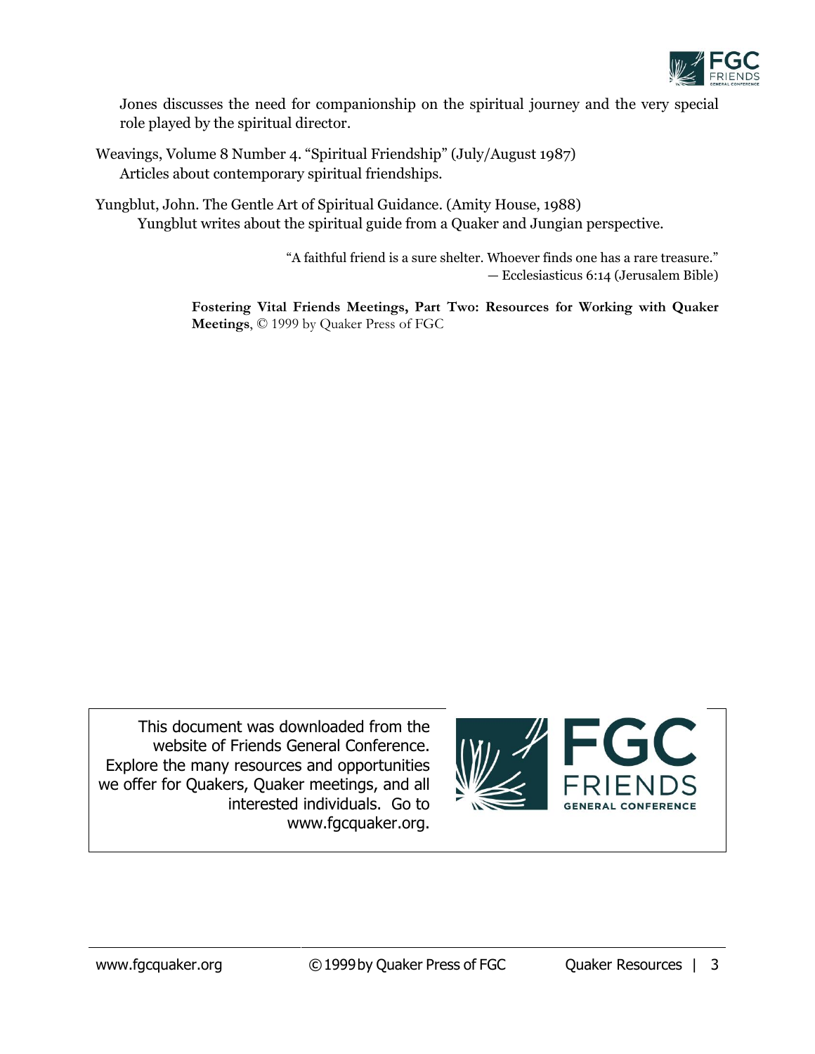Jones discusses the need for companionship on the spiritual journey and the very special role played by the spiritual director.

Weavings, Volume 8 Number 4. "Spiritual Friendship" (July/August 1987)
Articles about contemporary spiritual friendships.

Yungblut, John. The Gentle Art of Spiritual Guidance. (Amity House, 1988)
Yungblut writes about the spiritual guide from a Quaker and Jungian perspective.

"A faithful friend is a sure shelter. Whoever finds one has a rare treasure."
— Ecclesiasticus 6:14 (Jerusalem Bible)

**Fostering Vital Friends Meetings, Part Two: Resources for Working with Quaker Meetings**, © 1999 by Quaker Press of FGC

This document was downloaded from the website of Friends General Conference. Explore the many resources and opportunities we offer for Quakers, Quaker meetings, and all interested individuals. Go to www.fgcquaker.org.